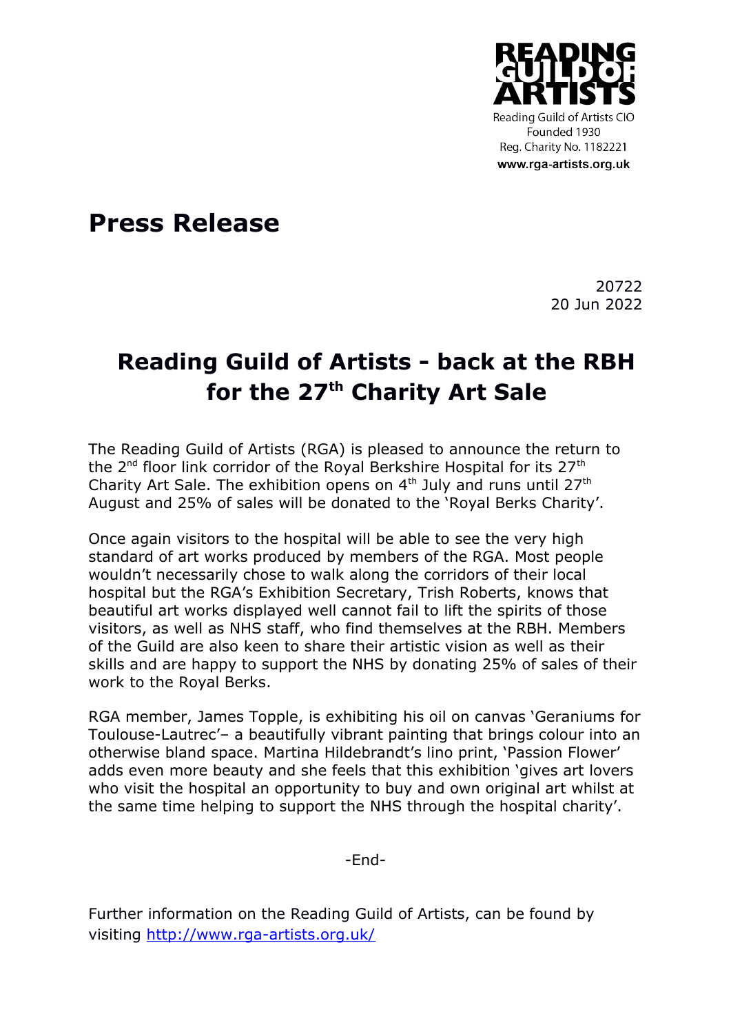**READING GUILD OF ARTISTS**

Reading Guild of Artists CIO
Founded 1930
Reg. Charity No. 1182221
**www.rga-artists.org.uk**

# Press Release

20722
20 Jun 2022

## Reading Guild of Artists - back at the RBH for the 27th Charity Art Sale

The Reading Guild of Artists (RGA) is pleased to announce the return to the 2nd floor link corridor of the Royal Berkshire Hospital for its 27th Charity Art Sale. The exhibition opens on 4th July and runs until 27th August and 25% of sales will be donated to the 'Royal Berks Charity'.

Once again visitors to the hospital will be able to see the very high standard of art works produced by members of the RGA. Most people wouldn't necessarily chose to walk along the corridors of their local hospital but the RGA's Exhibition Secretary, Trish Roberts, knows that beautiful art works displayed well cannot fail to lift the spirits of those visitors, as well as NHS staff, who find themselves at the RBH. Members of the Guild are also keen to share their artistic vision as well as their skills and are happy to support the NHS by donating 25% of sales of their work to the Royal Berks.

RGA member, James Topple, is exhibiting his oil on canvas 'Geraniums for Toulouse-Lautrec'– a beautifully vibrant painting that brings colour into an otherwise bland space. Martina Hildebrandt's lino print, 'Passion Flower' adds even more beauty and she feels that this exhibition 'gives art lovers who visit the hospital an opportunity to buy and own original art whilst at the same time helping to support the NHS through the hospital charity'.

-End-

Further information on the Reading Guild of Artists, can be found by visiting http://www.rga-artists.org.uk/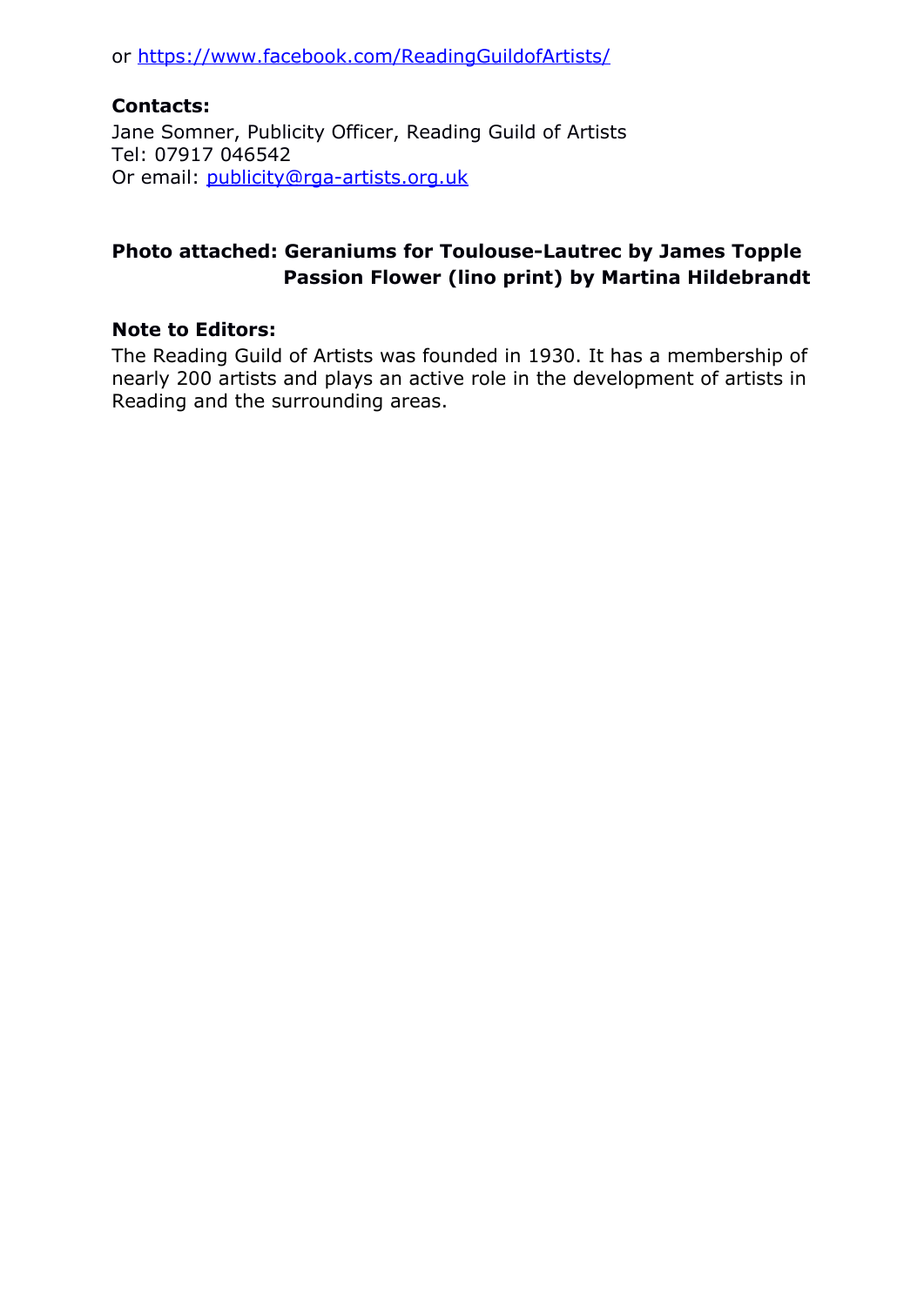or https://www.facebook.com/ReadingGuildofArtists/

**Contacts:**
Jane Somner, Publicity Officer, Reading Guild of Artists
Tel: 07917 046542
Or email: publicity@rga-artists.org.uk

**Photo attached: Geraniums for Toulouse-Lautrec by James Topple**
**Passion Flower (lino print) by Martina Hildebrandt**

**Note to Editors:**
The Reading Guild of Artists was founded in 1930. It has a membership of nearly 200 artists and plays an active role in the development of artists in Reading and the surrounding areas.